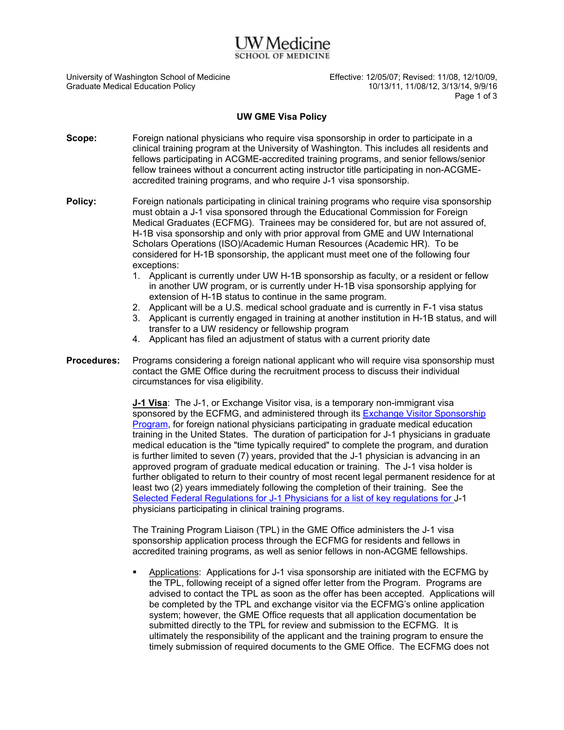UW Medicine
SCHOOL OF MEDICINE

University of Washington School of Medicine
Graduate Medical Education Policy

Effective: 12/05/07; Revised: 11/08, 12/10/09, 10/13/11, 11/08/12, 3/13/14, 9/9/16

# UW GME Visa Policy

**Scope:** Foreign national physicians who require visa sponsorship in order to participate in a clinical training program at the University of Washington. This includes all residents and fellows participating in ACGME-accredited training programs, and senior fellows/senior fellow trainees without a concurrent acting instructor title participating in non-ACGME-accredited training programs, and who require J-1 visa sponsorship.

**Policy:** Foreign nationals participating in clinical training programs who require visa sponsorship must obtain a J-1 visa sponsored through the Educational Commission for Foreign Medical Graduates (ECFMG). Trainees may be considered for, but are not assured of, H-1B visa sponsorship and only with prior approval from GME and UW International Scholars Operations (ISO)/Academic Human Resources (Academic HR). To be considered for H-1B sponsorship, the applicant must meet one of the following four exceptions:

1. Applicant is currently under UW H-1B sponsorship as faculty, or a resident or fellow in another UW program, or is currently under H-1B visa sponsorship applying for extension of H-1B status to continue in the same program.
2. Applicant will be a U.S. medical school graduate and is currently in F-1 visa status
3. Applicant is currently engaged in training at another institution in H-1B status, and will transfer to a UW residency or fellowship program
4. Applicant has filed an adjustment of status with a current priority date

**Procedures:** Programs considering a foreign national applicant who will require visa sponsorship must contact the GME Office during the recruitment process to discuss their individual circumstances for visa eligibility.

**J-1 Visa**: The J-1, or Exchange Visitor visa, is a temporary non-immigrant visa sponsored by the ECFMG, and administered through its Exchange Visitor Sponsorship Program, for foreign national physicians participating in graduate medical education training in the United States. The duration of participation for J-1 physicians in graduate medical education is the "time typically required" to complete the program, and duration is further limited to seven (7) years, provided that the J-1 physician is advancing in an approved program of graduate medical education or training. The J-1 visa holder is further obligated to return to their country of most recent legal permanent residence for at least two (2) years immediately following the completion of their training. See the Selected Federal Regulations for J-1 Physicians for a list of key regulations for J-1 physicians participating in clinical training programs.

The Training Program Liaison (TPL) in the GME Office administers the J-1 visa sponsorship application process through the ECFMG for residents and fellows in accredited training programs, as well as senior fellows in non-ACGME fellowships.

- Applications: Applications for J-1 visa sponsorship are initiated with the ECFMG by the TPL, following receipt of a signed offer letter from the Program. Programs are advised to contact the TPL as soon as the offer has been accepted. Applications will be completed by the TPL and exchange visitor via the ECFMG's online application system; however, the GME Office requests that all application documentation be submitted directly to the TPL for review and submission to the ECFMG. It is ultimately the responsibility of the applicant and the training program to ensure the timely submission of required documents to the GME Office. The ECFMG does not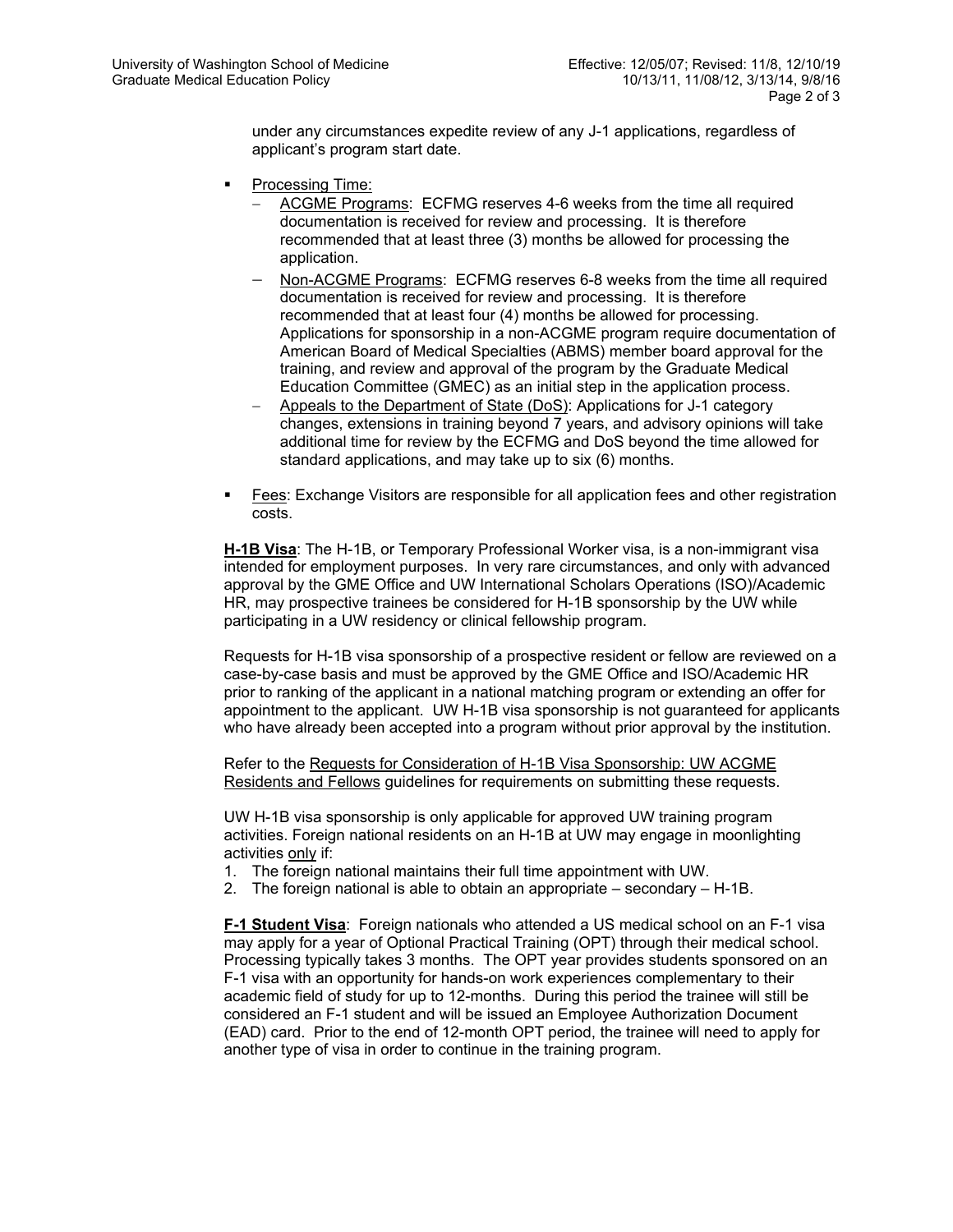under any circumstances expedite review of any J-1 applications, regardless of applicant's program start date.

- Processing Time:
  - ACGME Programs: ECFMG reserves 4-6 weeks from the time all required documentation is received for review and processing. It is therefore recommended that at least three (3) months be allowed for processing the application.
  - Non-ACGME Programs: ECFMG reserves 6-8 weeks from the time all required documentation is received for review and processing. It is therefore recommended that at least four (4) months be allowed for processing. Applications for sponsorship in a non-ACGME program require documentation of American Board of Medical Specialties (ABMS) member board approval for the training, and review and approval of the program by the Graduate Medical Education Committee (GMEC) as an initial step in the application process.
  - Appeals to the Department of State (DoS): Applications for J-1 category changes, extensions in training beyond 7 years, and advisory opinions will take additional time for review by the ECFMG and DoS beyond the time allowed for standard applications, and may take up to six (6) months.
- Fees: Exchange Visitors are responsible for all application fees and other registration costs.

**H-1B Visa**: The H-1B, or Temporary Professional Worker visa, is a non-immigrant visa intended for employment purposes. In very rare circumstances, and only with advanced approval by the GME Office and UW International Scholars Operations (ISO)/Academic HR, may prospective trainees be considered for H-1B sponsorship by the UW while participating in a UW residency or clinical fellowship program.

Requests for H-1B visa sponsorship of a prospective resident or fellow are reviewed on a case-by-case basis and must be approved by the GME Office and ISO/Academic HR prior to ranking of the applicant in a national matching program or extending an offer for appointment to the applicant. UW H-1B visa sponsorship is not guaranteed for applicants who have already been accepted into a program without prior approval by the institution.

Refer to the Requests for Consideration of H-1B Visa Sponsorship: UW ACGME Residents and Fellows guidelines for requirements on submitting these requests.

UW H-1B visa sponsorship is only applicable for approved UW training program activities. Foreign national residents on an H-1B at UW may engage in moonlighting activities only if:

1. The foreign national maintains their full time appointment with UW.
2. The foreign national is able to obtain an appropriate – secondary – H-1B.

**F-1 Student Visa**: Foreign nationals who attended a US medical school on an F-1 visa may apply for a year of Optional Practical Training (OPT) through their medical school. Processing typically takes 3 months. The OPT year provides students sponsored on an F-1 visa with an opportunity for hands-on work experiences complementary to their academic field of study for up to 12-months. During this period the trainee will still be considered an F-1 student and will be issued an Employee Authorization Document (EAD) card. Prior to the end of 12-month OPT period, the trainee will need to apply for another type of visa in order to continue in the training program.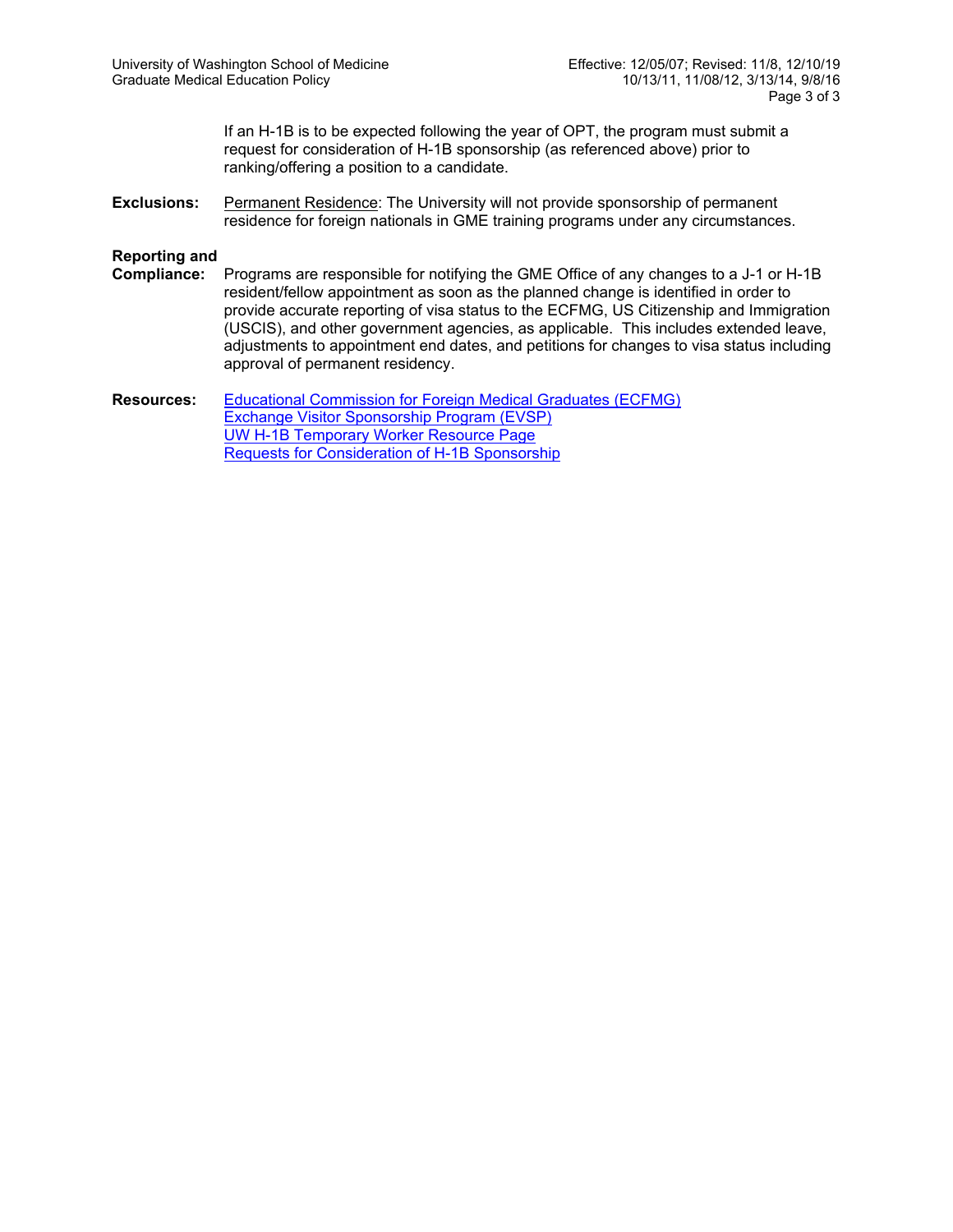If an H-1B is to be expected following the year of OPT, the program must submit a request for consideration of H-1B sponsorship (as referenced above) prior to ranking/offering a position to a candidate.

**Exclusions:** Permanent Residence: The University will not provide sponsorship of permanent residence for foreign nationals in GME training programs under any circumstances.

**Reporting and Compliance:** Programs are responsible for notifying the GME Office of any changes to a J-1 or H-1B resident/fellow appointment as soon as the planned change is identified in order to provide accurate reporting of visa status to the ECFMG, US Citizenship and Immigration (USCIS), and other government agencies, as applicable. This includes extended leave, adjustments to appointment end dates, and petitions for changes to visa status including approval of permanent residency.

**Resources:**
Educational Commission for Foreign Medical Graduates (ECFMG)
Exchange Visitor Sponsorship Program (EVSP)
UW H-1B Temporary Worker Resource Page
Requests for Consideration of H-1B Sponsorship